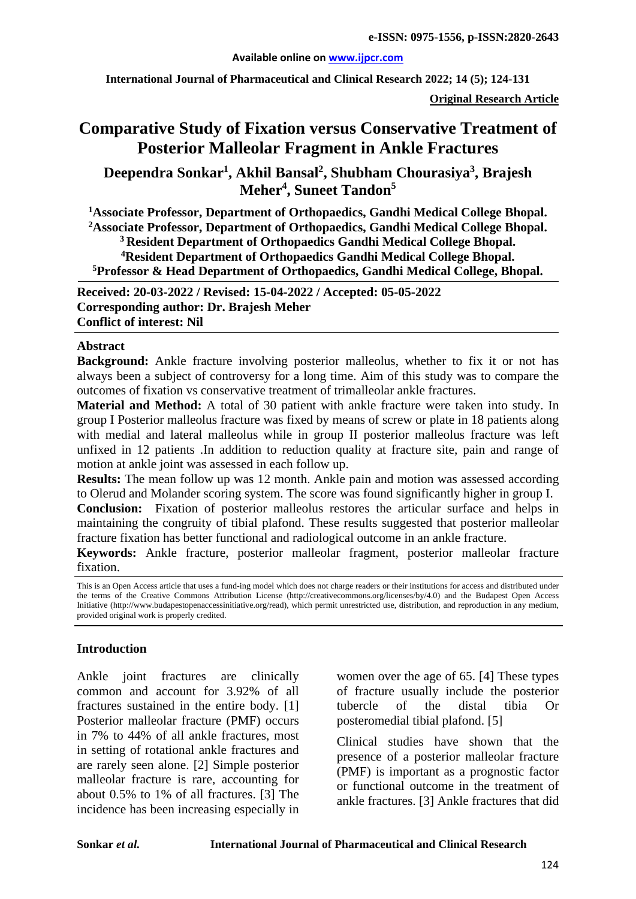**e-ISSN: 0975-1556, p-ISSN:2820-2643**

**Available online on www.ijpcr.com**

**International Journal of Pharmaceutical and Clinical Research 2022; 14 (5); 124-131**

**Original Research Article**

# Comparative Study of Fixation versus Conservative Treatment of Posterior Malleolar Fragment in Ankle Fractures

**Deependra Sonkar[1], Akhil Bansal[2], Shubham Chourasiya[3], Brajesh Meher[4], Suneet Tandon[5]**

[1]Associate Professor, Department of Orthopaedics, Gandhi Medical College Bhopal.
[2]Associate Professor, Department of Orthopaedics, Gandhi Medical College Bhopal.
[3]Resident Department of Orthopaedics Gandhi Medical College Bhopal.
[4]Resident Department of Orthopaedics Gandhi Medical College Bhopal.
[5]Professor & Head Department of Orthopaedics, Gandhi Medical College, Bhopal.

**Received: 20-03-2022 / Revised: 15-04-2022 / Accepted: 05-05-2022**
**Corresponding author: Dr. Brajesh Meher**
**Conflict of interest: Nil**

## Abstract

**Background:** Ankle fracture involving posterior malleolus, whether to fix it or not has always been a subject of controversy for a long time. Aim of this study was to compare the outcomes of fixation vs conservative treatment of trimalleolar ankle fractures.

**Material and Method:** A total of 30 patient with ankle fracture were taken into study. In group I Posterior malleolus fracture was fixed by means of screw or plate in 18 patients along with medial and lateral malleolus while in group II posterior malleolus fracture was left unfixed in 12 patients .In addition to reduction quality at fracture site, pain and range of motion at ankle joint was assessed in each follow up.

**Results:** The mean follow up was 12 month. Ankle pain and motion was assessed according to Olerud and Molander scoring system. The score was found significantly higher in group I.

**Conclusion:** Fixation of posterior malleolus restores the articular surface and helps in maintaining the congruity of tibial plafond. These results suggested that posterior malleolar fracture fixation has better functional and radiological outcome in an ankle fracture.

**Keywords:** Ankle fracture, posterior malleolar fragment, posterior malleolar fracture fixation.

This is an Open Access article that uses a fund-ing model which does not charge readers or their institutions for access and distributed under the terms of the Creative Commons Attribution License (http://creativecommons.org/licenses/by/4.0) and the Budapest Open Access Initiative (http://www.budapestopenaccessinitiative.org/read), which permit unrestricted use, distribution, and reproduction in any medium, provided original work is properly credited.

## Introduction

Ankle joint fractures are clinically common and account for 3.92% of all fractures sustained in the entire body. [1] Posterior malleolar fracture (PMF) occurs in 7% to 44% of all ankle fractures, most in setting of rotational ankle fractures and are rarely seen alone. [2] Simple posterior malleolar fracture is rare, accounting for about 0.5% to 1% of all fractures. [3] The incidence has been increasing especially in women over the age of 65. [4] These types of fracture usually include the posterior tubercle of the distal tibia Or posteromedial tibial plafond. [5]

Clinical studies have shown that the presence of a posterior malleolar fracture (PMF) is important as a prognostic factor or functional outcome in the treatment of ankle fractures. [3] Ankle fractures that did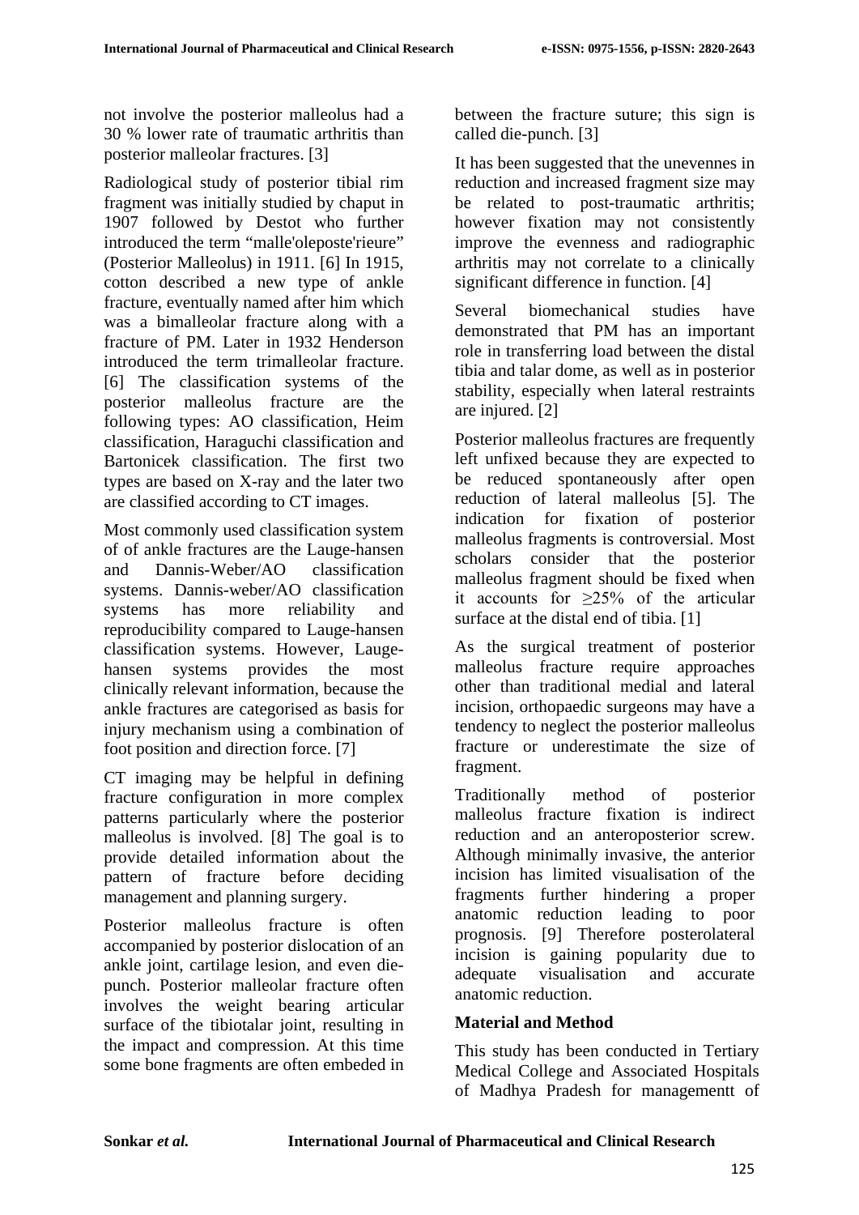not involve the posterior malleolus had a 30 % lower rate of traumatic arthritis than posterior malleolar fractures. [3]

Radiological study of posterior tibial rim fragment was initially studied by chaput in 1907 followed by Destot who further introduced the term "malle'oleposte'rieure" (Posterior Malleolus) in 1911. [6] In 1915, cotton described a new type of ankle fracture, eventually named after him which was a bimalleolar fracture along with a fracture of PM. Later in 1932 Henderson introduced the term trimalleolar fracture. [6] The classification systems of the posterior malleolus fracture are the following types: AO classification, Heim classification, Haraguchi classification and Bartonicek classification. The first two types are based on X-ray and the later two are classified according to CT images.

Most commonly used classification system of of ankle fractures are the Lauge-hansen and Dannis-Weber/AO classification systems. Dannis-weber/AO classification systems has more reliability and reproducibility compared to Lauge-hansen classification systems. However, Lauge-hansen systems provides the most clinically relevant information, because the ankle fractures are categorised as basis for injury mechanism using a combination of foot position and direction force. [7]

CT imaging may be helpful in defining fracture configuration in more complex patterns particularly where the posterior malleolus is involved. [8] The goal is to provide detailed information about the pattern of fracture before deciding management and planning surgery.

Posterior malleolus fracture is often accompanied by posterior dislocation of an ankle joint, cartilage lesion, and even die-punch. Posterior malleolar fracture often involves the weight bearing articular surface of the tibiotalar joint, resulting in the impact and compression. At this time some bone fragments are often embeded in between the fracture suture; this sign is called die-punch. [3]

It has been suggested that the unevennes in reduction and increased fragment size may be related to post-traumatic arthritis; however fixation may not consistently improve the evenness and radiographic arthritis may not correlate to a clinically significant difference in function. [4]

Several biomechanical studies have demonstrated that PM has an important role in transferring load between the distal tibia and talar dome, as well as in posterior stability, especially when lateral restraints are injured. [2]

Posterior malleolus fractures are frequently left unfixed because they are expected to be reduced spontaneously after open reduction of lateral malleolus [5]. The indication for fixation of posterior malleolus fragments is controversial. Most scholars consider that the posterior malleolus fragment should be fixed when it accounts for ≥25% of the articular surface at the distal end of tibia. [1]

As the surgical treatment of posterior malleolus fracture require approaches other than traditional medial and lateral incision, orthopaedic surgeons may have a tendency to neglect the posterior malleolus fracture or underestimate the size of fragment.

Traditionally method of posterior malleolus fracture fixation is indirect reduction and an anteroposterior screw. Although minimally invasive, the anterior incision has limited visualisation of the fragments further hindering a proper anatomic reduction leading to poor prognosis. [9] Therefore posterolateral incision is gaining popularity due to adequate visualisation and accurate anatomic reduction.

## Material and Method

This study has been conducted in Tertiary Medical College and Associated Hospitals of Madhya Pradesh for managementt of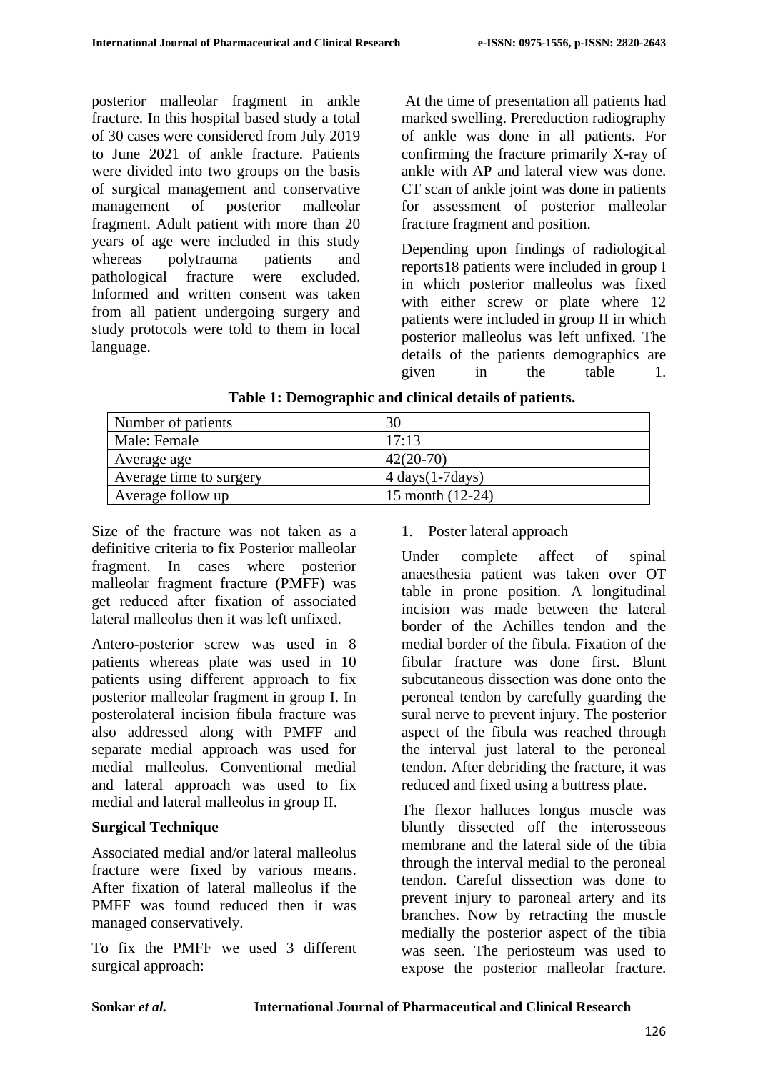posterior malleolar fragment in ankle fracture. In this hospital based study a total of 30 cases were considered from July 2019 to June 2021 of ankle fracture. Patients were divided into two groups on the basis of surgical management and conservative management of posterior malleolar fragment. Adult patient with more than 20 years of age were included in this study whereas polytrauma patients and pathological fracture were excluded. Informed and written consent was taken from all patient undergoing surgery and study protocols were told to them in local language.

At the time of presentation all patients had marked swelling. Prereduction radiography of ankle was done in all patients. For confirming the fracture primarily X-ray of ankle with AP and lateral view was done. CT scan of ankle joint was done in patients for assessment of posterior malleolar fracture fragment and position.

Depending upon findings of radiological reports18 patients were included in group I in which posterior malleolus was fixed with either screw or plate where 12 patients were included in group II in which posterior malleolus was left unfixed. The details of the patients demographics are given in the table 1.

**Table 1: Demographic and clinical details of patients.**

| Number of patients | 30 |
|---|---|
| Male: Female | 17:13 |
| Average age | 42(20-70) |
| Average time to surgery | 4 days(1-7days) |
| Average follow up | 15 month (12-24) |

Size of the fracture was not taken as a definitive criteria to fix Posterior malleolar fragment. In cases where posterior malleolar fragment fracture (PMFF) was get reduced after fixation of associated lateral malleolus then it was left unfixed.

Antero-posterior screw was used in 8 patients whereas plate was used in 10 patients using different approach to fix posterior malleolar fragment in group I. In posterolateral incision fibula fracture was also addressed along with PMFF and separate medial approach was used for medial malleolus. Conventional medial and lateral approach was used to fix medial and lateral malleolus in group II.

## Surgical Technique

Associated medial and/or lateral malleolus fracture were fixed by various means. After fixation of lateral malleolus if the PMFF was found reduced then it was managed conservatively.

To fix the PMFF we used 3 different surgical approach:

1. Poster lateral approach

Under complete affect of spinal anaesthesia patient was taken over OT table in prone position. A longitudinal incision was made between the lateral border of the Achilles tendon and the medial border of the fibula. Fixation of the fibular fracture was done first. Blunt subcutaneous dissection was done onto the peroneal tendon by carefully guarding the sural nerve to prevent injury. The posterior aspect of the fibula was reached through the interval just lateral to the peroneal tendon. After debriding the fracture, it was reduced and fixed using a buttress plate.

The flexor halluces longus muscle was bluntly dissected off the interosseous membrane and the lateral side of the tibia through the interval medial to the peroneal tendon. Careful dissection was done to prevent injury to paroneal artery and its branches. Now by retracting the muscle medially the posterior aspect of the tibia was seen. The periosteum was used to expose the posterior malleolar fracture.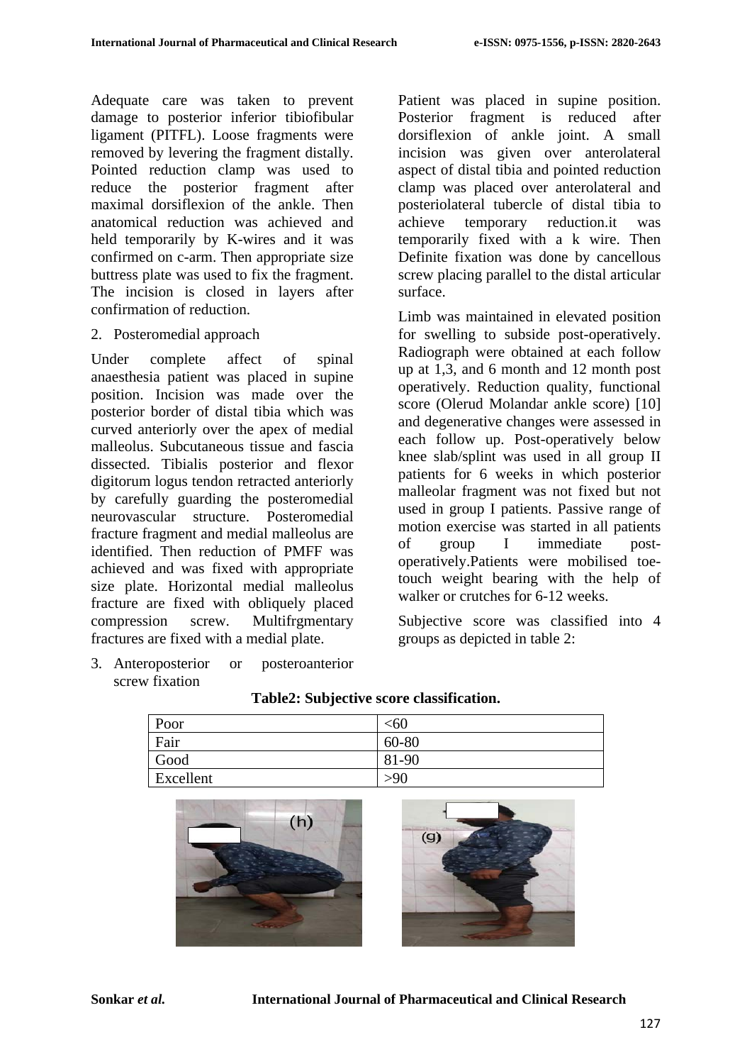Adequate care was taken to prevent damage to posterior inferior tibiofibular ligament (PITFL). Loose fragments were removed by levering the fragment distally. Pointed reduction clamp was used to reduce the posterior fragment after maximal dorsiflexion of the ankle. Then anatomical reduction was achieved and held temporarily by K-wires and it was confirmed on c-arm. Then appropriate size buttress plate was used to fix the fragment. The incision is closed in layers after confirmation of reduction.

2. Posteromedial approach

Under complete affect of spinal anaesthesia patient was placed in supine position. Incision was made over the posterior border of distal tibia which was curved anteriorly over the apex of medial malleolus. Subcutaneous tissue and fascia dissected. Tibialis posterior and flexor digitorum logus tendon retracted anteriorly by carefully guarding the posteromedial neurovascular structure. Posteromedial fracture fragment and medial malleolus are identified. Then reduction of PMFF was achieved and was fixed with appropriate size plate. Horizontal medial malleolus fracture are fixed with obliquely placed compression screw. Multifrgmentary fractures are fixed with a medial plate.

3. Anteroposterior or posteroanterior screw fixation

Patient was placed in supine position. Posterior fragment is reduced after dorsiflexion of ankle joint. A small incision was given over anterolateral aspect of distal tibia and pointed reduction clamp was placed over anterolateral and posteriolateral tubercle of distal tibia to achieve temporary reduction.it was temporarily fixed with a k wire. Then Definite fixation was done by cancellous screw placing parallel to the distal articular surface.

Limb was maintained in elevated position for swelling to subside post-operatively. Radiograph were obtained at each follow up at 1,3, and 6 month and 12 month post operatively. Reduction quality, functional score (Olerud Molandar ankle score) [10] and degenerative changes were assessed in each follow up. Post-operatively below knee slab/splint was used in all group II patients for 6 weeks in which posterior malleolar fragment was not fixed but not used in group I patients. Passive range of motion exercise was started in all patients of group I immediate post-operatively.Patients were mobilised toe-touch weight bearing with the help of walker or crutches for 6-12 weeks.

Subjective score was classified into 4 groups as depicted in table 2:

**Table2: Subjective score classification.**

| Poor | <60 |
|---|---|
| Fair | 60-80 |
| Good | 81-90 |
| Excellent | >90 |

(h)

(g)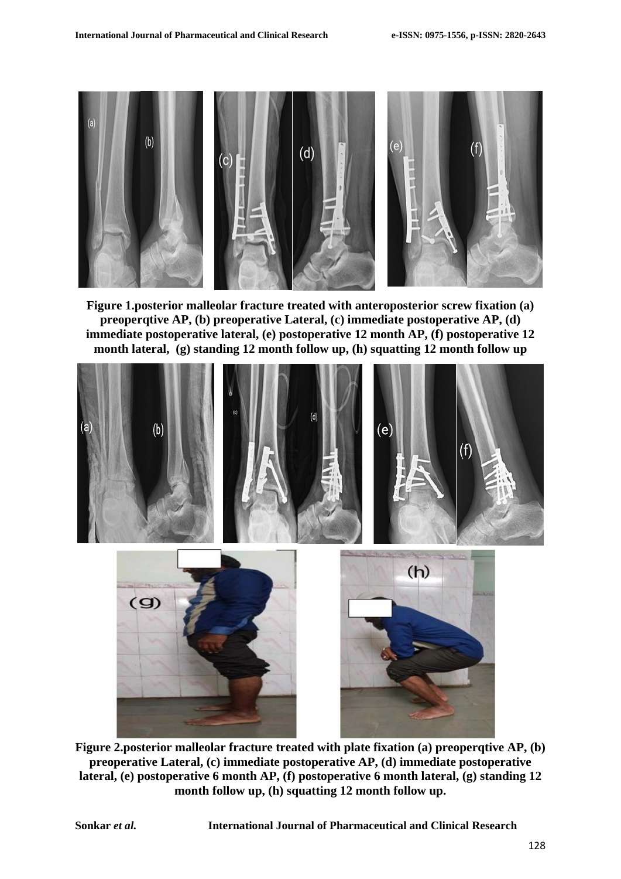**Figure 1.posterior malleolar fracture treated with anteroposterior screw fixation (a) preoperqtive AP, (b) preoperative Lateral, (c) immediate postoperative AP, (d) immediate postoperative lateral, (e) postoperative 12 month AP, (f) postoperative 12 month lateral, (g) standing 12 month follow up, (h) squatting 12 month follow up**

**Figure 2.posterior malleolar fracture treated with plate fixation (a) preoperqtive AP, (b) preoperative Lateral, (c) immediate postoperative AP, (d) immediate postoperative lateral, (e) postoperative 6 month AP, (f) postoperative 6 month lateral, (g) standing 12 month follow up, (h) squatting 12 month follow up.**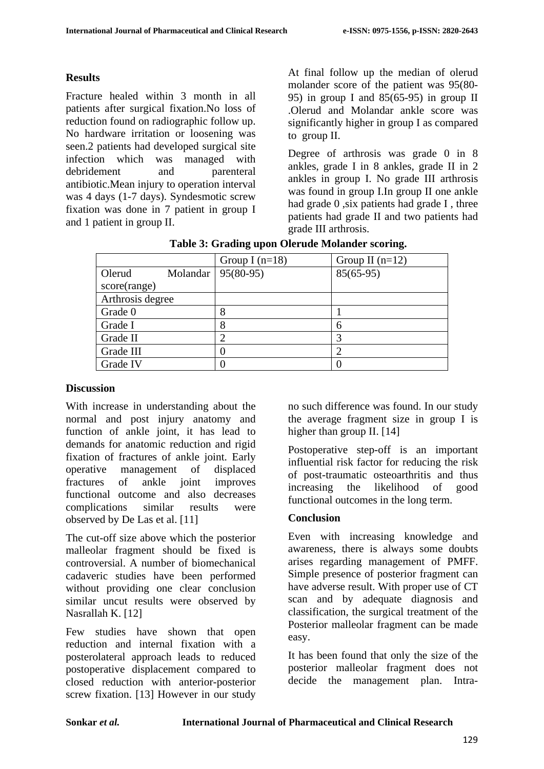## Results

Fracture healed within 3 month in all patients after surgical fixation.No loss of reduction found on radiographic follow up. No hardware irritation or loosening was seen.2 patients had developed surgical site infection which was managed with debridement and parenteral antibiotic.Mean injury to operation interval was 4 days (1-7 days). Syndesmotic screw fixation was done in 7 patient in group I and 1 patient in group II.

At final follow up the median of olerud molander score of the patient was 95(80-95) in group I and 85(65-95) in group II .Olerud and Molandar ankle score was significantly higher in group I as compared to group II.

Degree of arthrosis was grade 0 in 8 ankles, grade I in 8 ankles, grade II in 2 ankles in group I. No grade III arthrosis was found in group I.In group II one ankle had grade 0 ,six patients had grade I , three patients had grade II and two patients had grade III arthrosis.

**Table 3: Grading upon Olerude Molander scoring.**

| | Group I (n=18) | Group II (n=12) |
|---|---|---|
| Olerud Molandar score(range) | 95(80-95) | 85(65-95) |
| Arthrosis degree | | |
| Grade 0 | 8 | 1 |
| Grade I | 8 | 6 |
| Grade II | 2 | 3 |
| Grade III | 0 | 2 |
| Grade IV | 0 | 0 |

## Discussion

With increase in understanding about the normal and post injury anatomy and function of ankle joint, it has lead to demands for anatomic reduction and rigid fixation of fractures of ankle joint. Early operative management of displaced fractures of ankle joint improves functional outcome and also decreases complications similar results were observed by De Las et al. [11]

The cut-off size above which the posterior malleolar fragment should be fixed is controversial. A number of biomechanical cadaveric studies have been performed without providing one clear conclusion similar uncut results were observed by Nasrallah K. [12]

Few studies have shown that open reduction and internal fixation with a posterolateral approach leads to reduced postoperative displacement compared to closed reduction with anterior-posterior screw fixation. [13] However in our study no such difference was found. In our study the average fragment size in group I is higher than group II. [14]

Postoperative step-off is an important influential risk factor for reducing the risk of post-traumatic osteoarthritis and thus increasing the likelihood of good functional outcomes in the long term.

## Conclusion

Even with increasing knowledge and awareness, there is always some doubts arises regarding management of PMFF. Simple presence of posterior fragment can have adverse result. With proper use of CT scan and by adequate diagnosis and classification, the surgical treatment of the Posterior malleolar fragment can be made easy.

It has been found that only the size of the posterior malleolar fragment does not decide the management plan. Intra-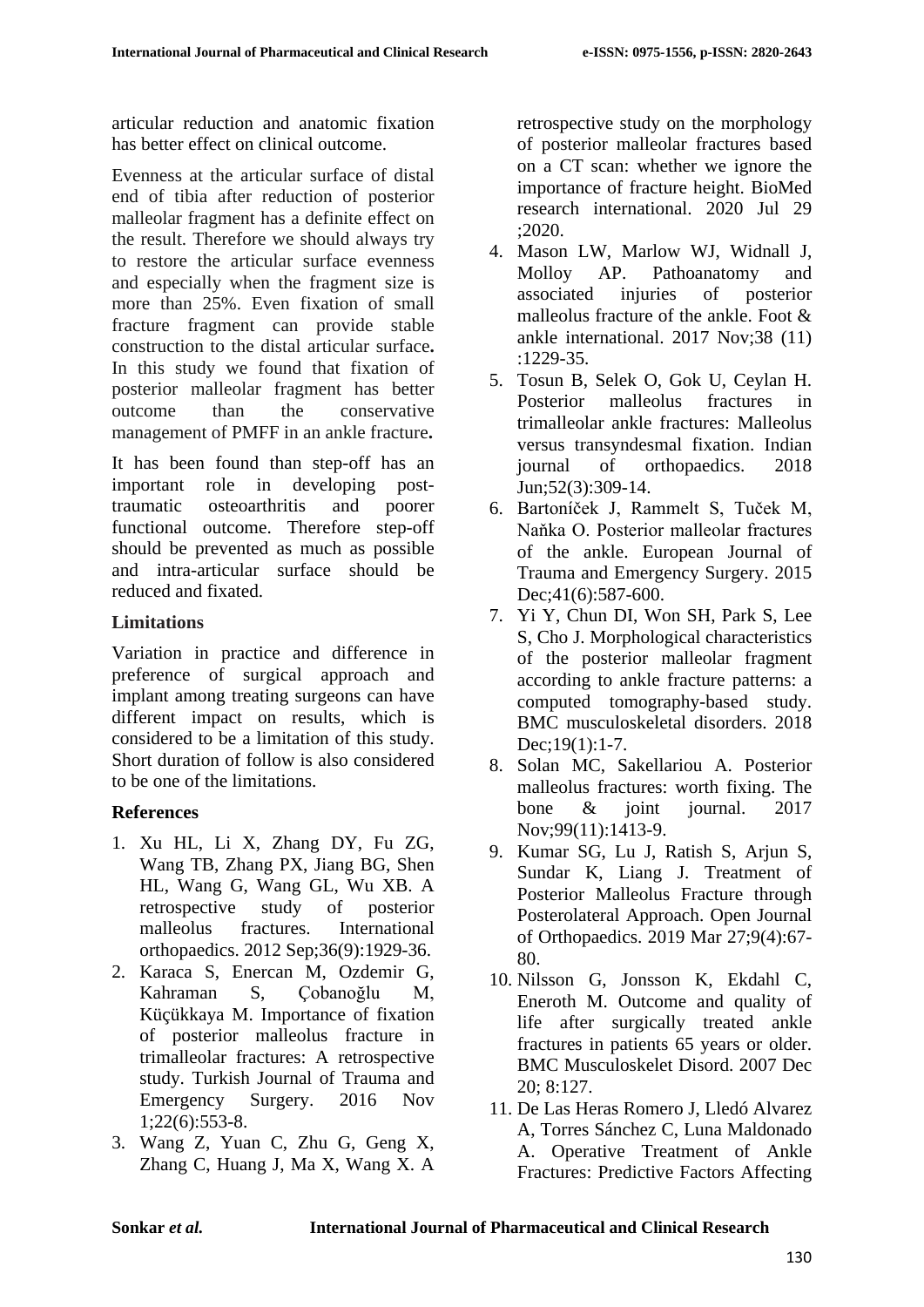articular reduction and anatomic fixation has better effect on clinical outcome.

Evenness at the articular surface of distal end of tibia after reduction of posterior malleolar fragment has a definite effect on the result. Therefore we should always try to restore the articular surface evenness and especially when the fragment size is more than 25%. Even fixation of small fracture fragment can provide stable construction to the distal articular surface**.** In this study we found that fixation of posterior malleolar fragment has better outcome than the conservative management of PMFF in an ankle fracture**.**

It has been found than step-off has an important role in developing post-traumatic osteoarthritis and poorer functional outcome. Therefore step-off should be prevented as much as possible and intra-articular surface should be reduced and fixated.

## Limitations

Variation in practice and difference in preference of surgical approach and implant among treating surgeons can have different impact on results, which is considered to be a limitation of this study. Short duration of follow is also considered to be one of the limitations.

## References

1. Xu HL, Li X, Zhang DY, Fu ZG, Wang TB, Zhang PX, Jiang BG, Shen HL, Wang G, Wang GL, Wu XB. A retrospective study of posterior malleolus fractures. International orthopaedics. 2012 Sep;36(9):1929-36.
2. Karaca S, Enercan M, Ozdemir G, Kahraman S, Çobanoğlu M, Küçükkaya M. Importance of fixation of posterior malleolus fracture in trimalleolar fractures: A retrospective study. Turkish Journal of Trauma and Emergency Surgery. 2016 Nov 1;22(6):553-8.
3. Wang Z, Yuan C, Zhu G, Geng X, Zhang C, Huang J, Ma X, Wang X. A retrospective study on the morphology of posterior malleolar fractures based on a CT scan: whether we ignore the importance of fracture height. BioMed research international. 2020 Jul 29 ;2020.
4. Mason LW, Marlow WJ, Widnall J, Molloy AP. Pathoanatomy and associated injuries of posterior malleolus fracture of the ankle. Foot & ankle international. 2017 Nov;38 (11) :1229-35.
5. Tosun B, Selek O, Gok U, Ceylan H. Posterior malleolus fractures in trimalleolar ankle fractures: Malleolus versus transyndesmal fixation. Indian journal of orthopaedics. 2018 Jun;52(3):309-14.
6. Bartoníček J, Rammelt S, Tuček M, Naňka O. Posterior malleolar fractures of the ankle. European Journal of Trauma and Emergency Surgery. 2015 Dec;41(6):587-600.
7. Yi Y, Chun DI, Won SH, Park S, Lee S, Cho J. Morphological characteristics of the posterior malleolar fragment according to ankle fracture patterns: a computed tomography-based study. BMC musculoskeletal disorders. 2018 Dec;19(1):1-7.
8. Solan MC, Sakellariou A. Posterior malleolus fractures: worth fixing. The bone & joint journal. 2017 Nov;99(11):1413-9.
9. Kumar SG, Lu J, Ratish S, Arjun S, Sundar K, Liang J. Treatment of Posterior Malleolus Fracture through Posterolateral Approach. Open Journal of Orthopaedics. 2019 Mar 27;9(4):67-80.
10. Nilsson G, Jonsson K, Ekdahl C, Eneroth M. Outcome and quality of life after surgically treated ankle fractures in patients 65 years or older. BMC Musculoskelet Disord. 2007 Dec 20; 8:127.
11. De Las Heras Romero J, Lledó Alvarez A, Torres Sánchez C, Luna Maldonado A. Operative Treatment of Ankle Fractures: Predictive Factors Affecting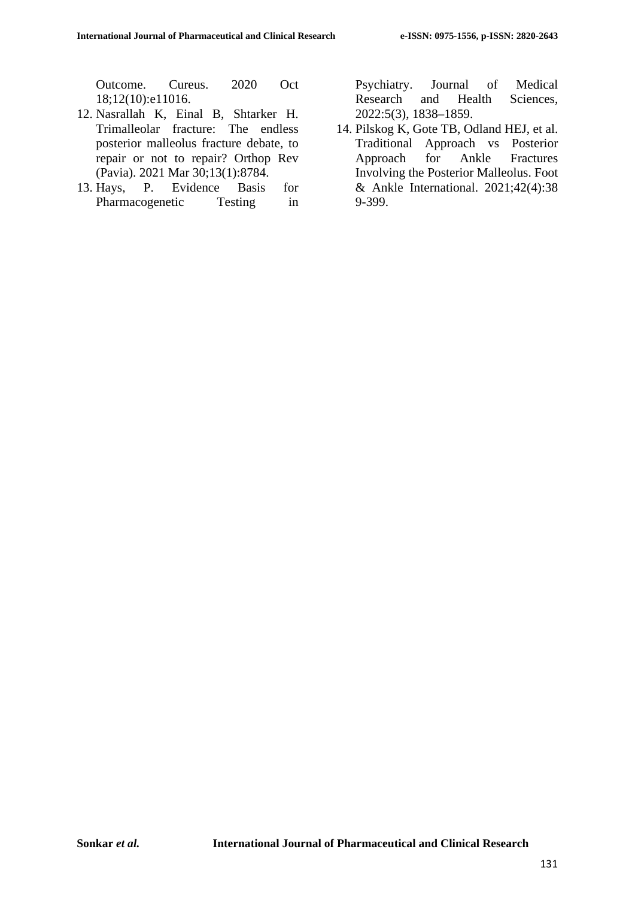Outcome. Cureus. 2020 Oct 18;12(10):e11016.

12. Nasrallah K, Einal B, Shtarker H. Trimalleolar fracture: The endless posterior malleolus fracture debate, to repair or not to repair? Orthop Rev (Pavia). 2021 Mar 30;13(1):8784.
13. Hays, P. Evidence Basis for Pharmacogenetic Testing in Psychiatry. Journal of Medical Research and Health Sciences, 2022:5(3), 1838–1859.
14. Pilskog K, Gote TB, Odland HEJ, et al. Traditional Approach vs Posterior Approach for Ankle Fractures Involving the Posterior Malleolus. Foot & Ankle International. 2021;42(4):38 9-399.